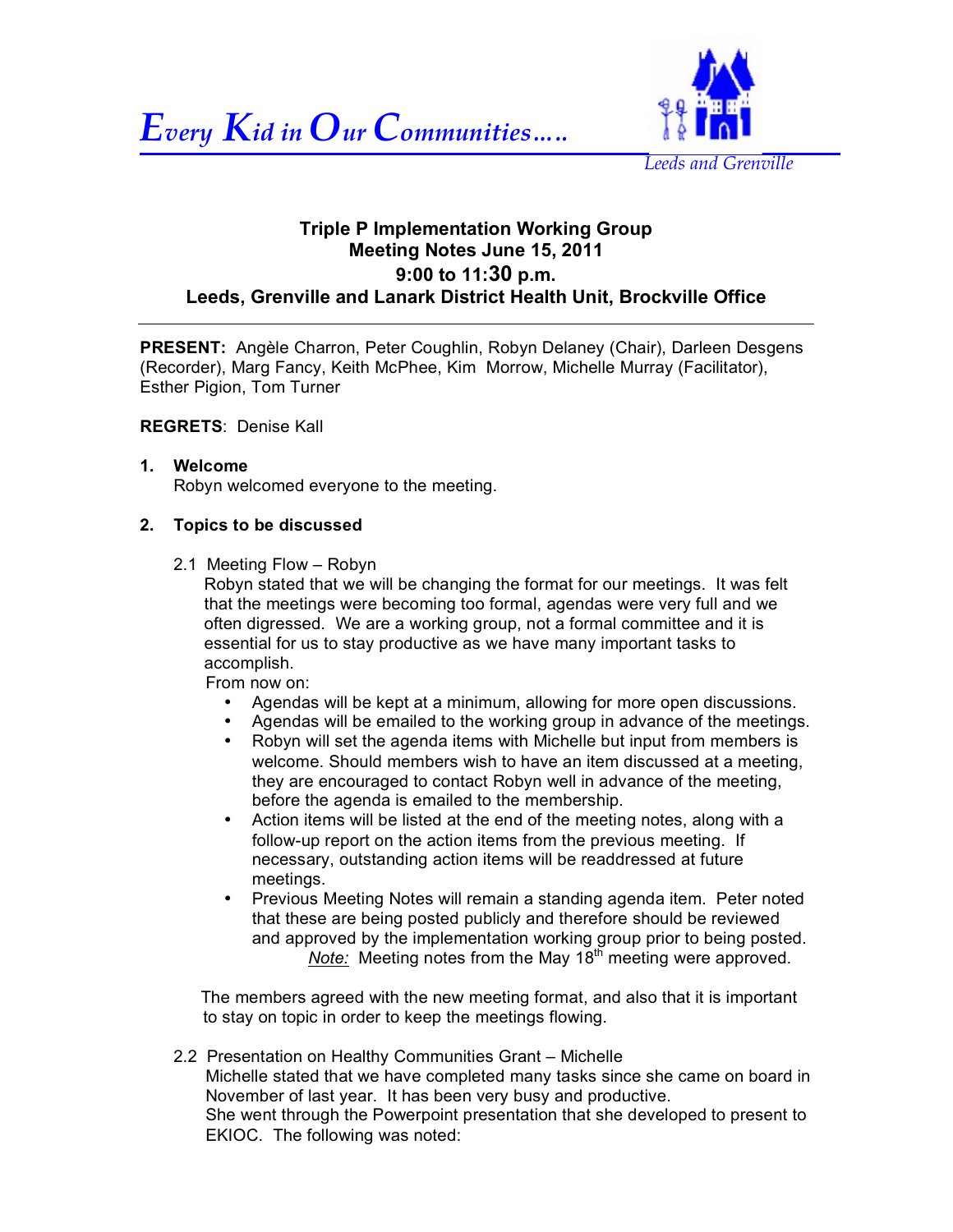*Every Kid in Our Communities…..*

*Leeds and Grenville*

**Triple P Implementation Working Group**
**Meeting Notes June 15, 2011**
**9:00 to 11:30 p.m.**
**Leeds, Grenville and Lanark District Health Unit, Brockville Office**

---

**PRESENT:** Angèle Charron, Peter Coughlin, Robyn Delaney (Chair), Darleen Desgens (Recorder), Marg Fancy, Keith McPhee, Kim Morrow, Michelle Murray (Facilitator), Esther Pigion, Tom Turner

**REGRETS**: Denise Kall

## 1. Welcome

Robyn welcomed everyone to the meeting.

## 2. Topics to be discussed

2.1 Meeting Flow – Robyn

Robyn stated that we will be changing the format for our meetings. It was felt that the meetings were becoming too formal, agendas were very full and we often digressed. We are a working group, not a formal committee and it is essential for us to stay productive as we have many important tasks to accomplish.

From now on:

- Agendas will be kept at a minimum, allowing for more open discussions.
- Agendas will be emailed to the working group in advance of the meetings.
- Robyn will set the agenda items with Michelle but input from members is welcome. Should members wish to have an item discussed at a meeting, they are encouraged to contact Robyn well in advance of the meeting, before the agenda is emailed to the membership.
- Action items will be listed at the end of the meeting notes, along with a follow-up report on the action items from the previous meeting. If necessary, outstanding action items will be readdressed at future meetings.
- Previous Meeting Notes will remain a standing agenda item. Peter noted that these are being posted publicly and therefore should be reviewed and approved by the implementation working group prior to being posted.
  *Note:* Meeting notes from the May 18th meeting were approved.

The members agreed with the new meeting format, and also that it is important to stay on topic in order to keep the meetings flowing.

2.2 Presentation on Healthy Communities Grant – Michelle

Michelle stated that we have completed many tasks since she came on board in November of last year. It has been very busy and productive.

She went through the Powerpoint presentation that she developed to present to EKIOC. The following was noted: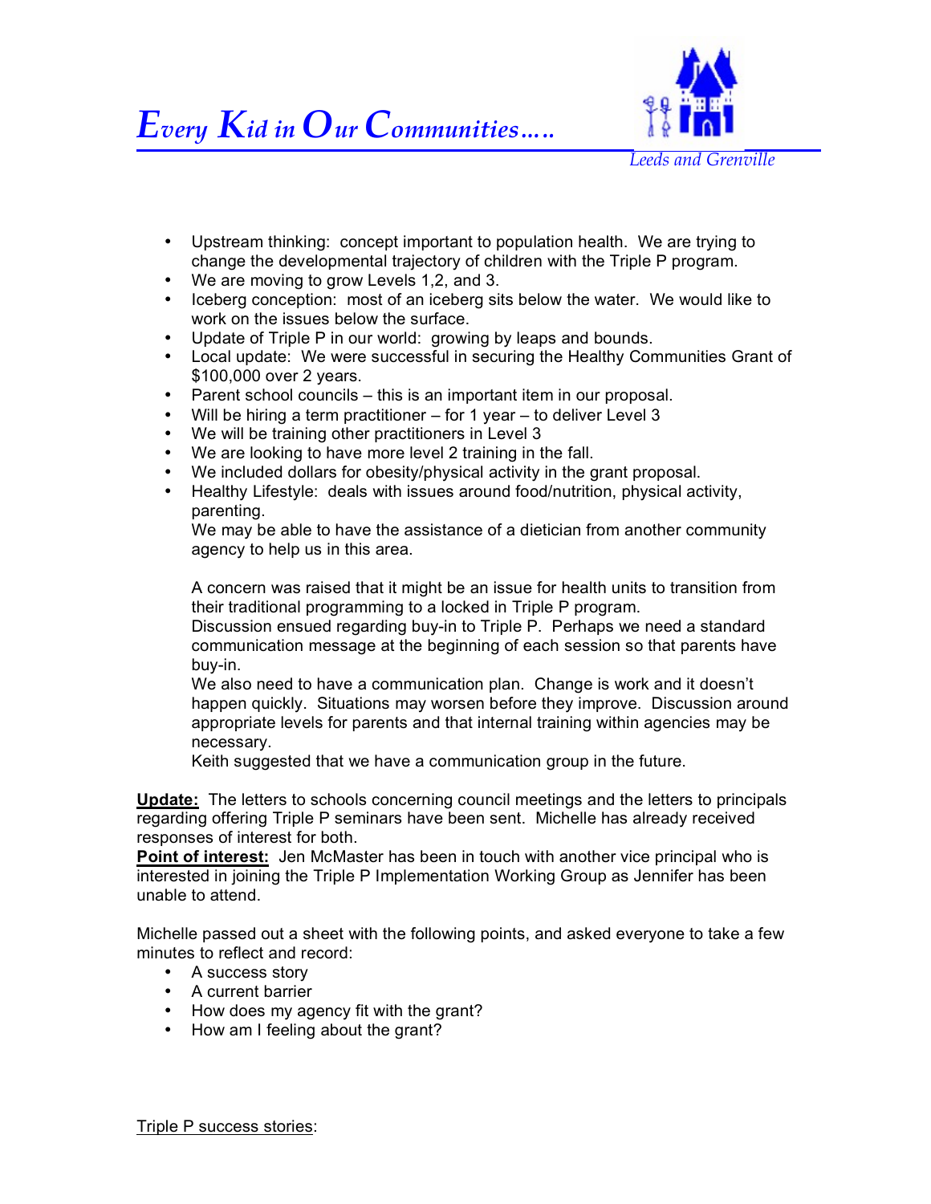- Upstream thinking: concept important to population health. We are trying to change the developmental trajectory of children with the Triple P program.
- We are moving to grow Levels 1,2, and 3.
- Iceberg conception: most of an iceberg sits below the water. We would like to work on the issues below the surface.
- Update of Triple P in our world: growing by leaps and bounds.
- Local update: We were successful in securing the Healthy Communities Grant of $100,000 over 2 years.
- Parent school councils – this is an important item in our proposal.
- Will be hiring a term practitioner – for 1 year – to deliver Level 3
- We will be training other practitioners in Level 3
- We are looking to have more level 2 training in the fall.
- We included dollars for obesity/physical activity in the grant proposal.
- Healthy Lifestyle: deals with issues around food/nutrition, physical activity, parenting.
  We may be able to have the assistance of a dietician from another community agency to help us in this area.

  A concern was raised that it might be an issue for health units to transition from their traditional programming to a locked in Triple P program.
  Discussion ensued regarding buy-in to Triple P. Perhaps we need a standard communication message at the beginning of each session so that parents have buy-in.
  We also need to have a communication plan. Change is work and it doesn't happen quickly. Situations may worsen before they improve. Discussion around appropriate levels for parents and that internal training within agencies may be necessary.
  Keith suggested that we have a communication group in the future.

**Update:** The letters to schools concerning council meetings and the letters to principals regarding offering Triple P seminars have been sent. Michelle has already received responses of interest for both.
**Point of interest:** Jen McMaster has been in touch with another vice principal who is interested in joining the Triple P Implementation Working Group as Jennifer has been unable to attend.

Michelle passed out a sheet with the following points, and asked everyone to take a few minutes to reflect and record:

- A success story
- A current barrier
- How does my agency fit with the grant?
- How am I feeling about the grant?

Triple P success stories: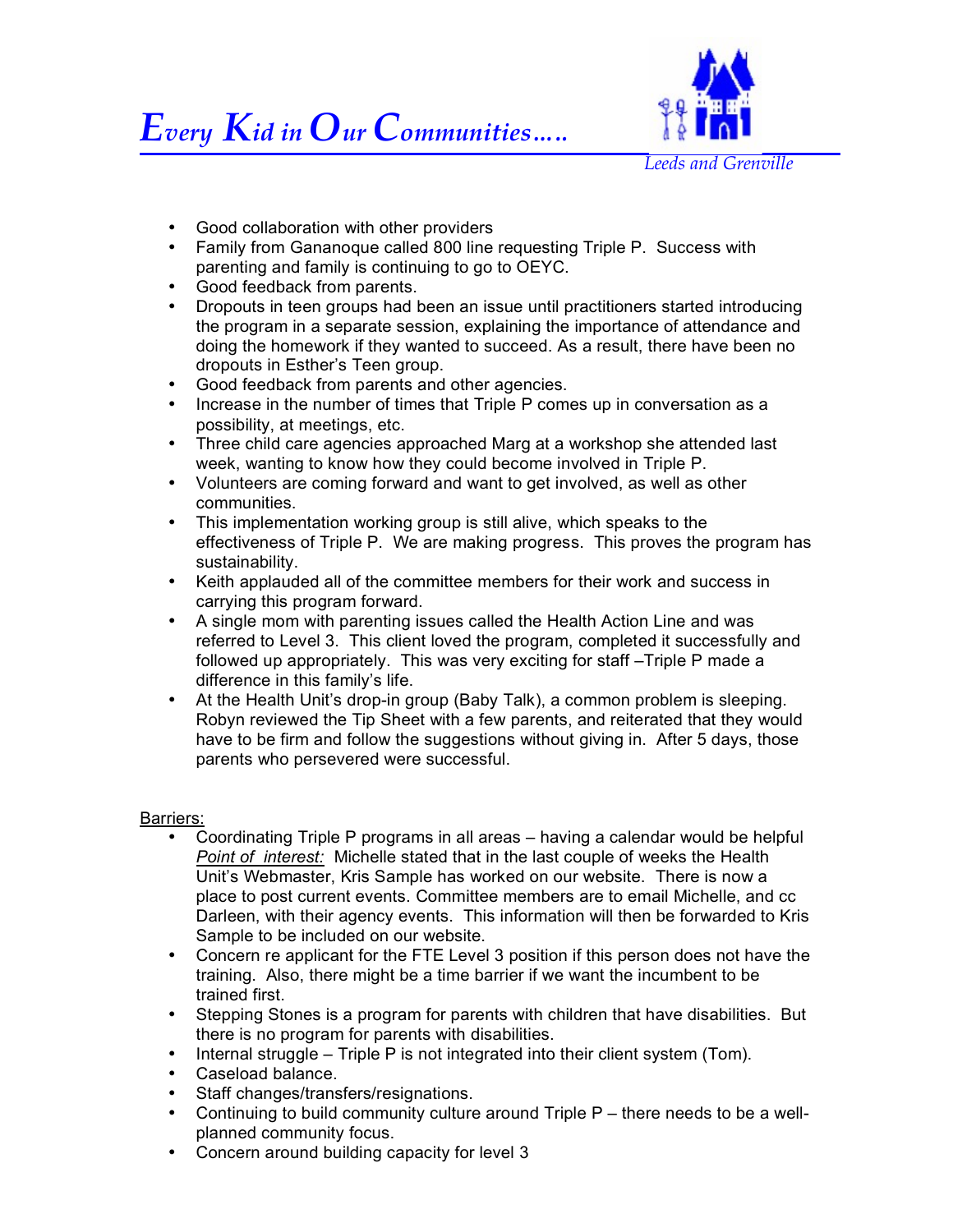- Good collaboration with other providers
- Family from Gananoque called 800 line requesting Triple P. Success with parenting and family is continuing to go to OEYC.
- Good feedback from parents.
- Dropouts in teen groups had been an issue until practitioners started introducing the program in a separate session, explaining the importance of attendance and doing the homework if they wanted to succeed. As a result, there have been no dropouts in Esther's Teen group.
- Good feedback from parents and other agencies.
- Increase in the number of times that Triple P comes up in conversation as a possibility, at meetings, etc.
- Three child care agencies approached Marg at a workshop she attended last week, wanting to know how they could become involved in Triple P.
- Volunteers are coming forward and want to get involved, as well as other communities.
- This implementation working group is still alive, which speaks to the effectiveness of Triple P. We are making progress. This proves the program has sustainability.
- Keith applauded all of the committee members for their work and success in carrying this program forward.
- A single mom with parenting issues called the Health Action Line and was referred to Level 3. This client loved the program, completed it successfully and followed up appropriately. This was very exciting for staff –Triple P made a difference in this family's life.
- At the Health Unit's drop-in group (Baby Talk), a common problem is sleeping. Robyn reviewed the Tip Sheet with a few parents, and reiterated that they would have to be firm and follow the suggestions without giving in. After 5 days, those parents who persevered were successful.

Barriers:

- Coordinating Triple P programs in all areas – having a calendar would be helpful
  *Point of interest:* Michelle stated that in the last couple of weeks the Health Unit's Webmaster, Kris Sample has worked on our website. There is now a place to post current events. Committee members are to email Michelle, and cc Darleen, with their agency events. This information will then be forwarded to Kris Sample to be included on our website.
- Concern re applicant for the FTE Level 3 position if this person does not have the training. Also, there might be a time barrier if we want the incumbent to be trained first.
- Stepping Stones is a program for parents with children that have disabilities. But there is no program for parents with disabilities.
- Internal struggle – Triple P is not integrated into their client system (Tom).
- Caseload balance.
- Staff changes/transfers/resignations.
- Continuing to build community culture around Triple P – there needs to be a well-planned community focus.
- Concern around building capacity for level 3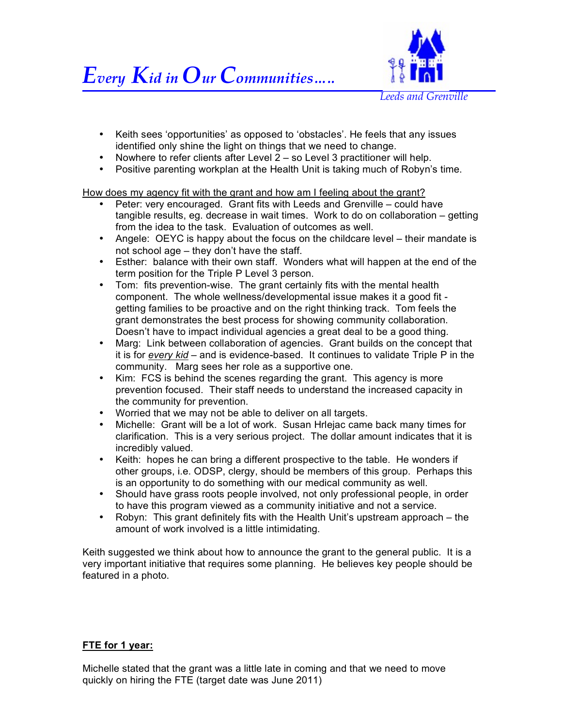- Keith sees 'opportunities' as opposed to 'obstacles'. He feels that any issues identified only shine the light on things that we need to change.
- Nowhere to refer clients after Level 2 – so Level 3 practitioner will help.
- Positive parenting workplan at the Health Unit is taking much of Robyn's time.

How does my agency fit with the grant and how am I feeling about the grant?

- Peter: very encouraged. Grant fits with Leeds and Grenville – could have tangible results, eg. decrease in wait times. Work to do on collaboration – getting from the idea to the task. Evaluation of outcomes as well.
- Angele: OEYC is happy about the focus on the childcare level – their mandate is not school age – they don't have the staff.
- Esther: balance with their own staff. Wonders what will happen at the end of the term position for the Triple P Level 3 person.
- Tom: fits prevention-wise. The grant certainly fits with the mental health component. The whole wellness/developmental issue makes it a good fit - getting families to be proactive and on the right thinking track. Tom feels the grant demonstrates the best process for showing community collaboration. Doesn't have to impact individual agencies a great deal to be a good thing.
- Marg: Link between collaboration of agencies. Grant builds on the concept that it is for *every kid* – and is evidence-based. It continues to validate Triple P in the community. Marg sees her role as a supportive one.
- Kim: FCS is behind the scenes regarding the grant. This agency is more prevention focused. Their staff needs to understand the increased capacity in the community for prevention.
- Worried that we may not be able to deliver on all targets.
- Michelle: Grant will be a lot of work. Susan Hrlejac came back many times for clarification. This is a very serious project. The dollar amount indicates that it is incredibly valued.
- Keith: hopes he can bring a different prospective to the table. He wonders if other groups, i.e. ODSP, clergy, should be members of this group. Perhaps this is an opportunity to do something with our medical community as well.
- Should have grass roots people involved, not only professional people, in order to have this program viewed as a community initiative and not a service.
- Robyn: This grant definitely fits with the Health Unit's upstream approach – the amount of work involved is a little intimidating.

Keith suggested we think about how to announce the grant to the general public. It is a very important initiative that requires some planning. He believes key people should be featured in a photo.

**FTE for 1 year:**

Michelle stated that the grant was a little late in coming and that we need to move quickly on hiring the FTE (target date was June 2011)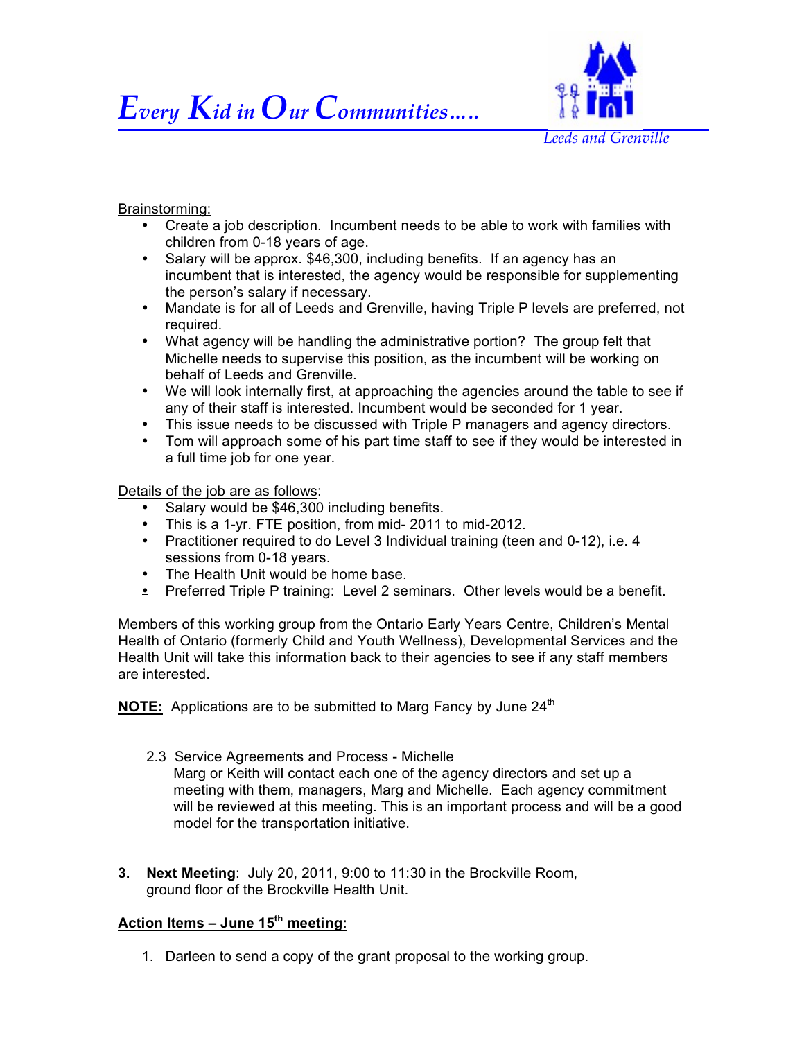Brainstorming:

- Create a job description. Incumbent needs to be able to work with families with children from 0-18 years of age.
- Salary will be approx. $46,300, including benefits. If an agency has an incumbent that is interested, the agency would be responsible for supplementing the person's salary if necessary.
- Mandate is for all of Leeds and Grenville, having Triple P levels are preferred, not required.
- What agency will be handling the administrative portion? The group felt that Michelle needs to supervise this position, as the incumbent will be working on behalf of Leeds and Grenville.
- We will look internally first, at approaching the agencies around the table to see if any of their staff is interested. Incumbent would be seconded for 1 year.
- This issue needs to be discussed with Triple P managers and agency directors.
- Tom will approach some of his part time staff to see if they would be interested in a full time job for one year.

Details of the job are as follows:

- Salary would be $46,300 including benefits.
- This is a 1-yr. FTE position, from mid- 2011 to mid-2012.
- Practitioner required to do Level 3 Individual training (teen and 0-12), i.e. 4 sessions from 0-18 years.
- The Health Unit would be home base.
- Preferred Triple P training: Level 2 seminars. Other levels would be a benefit.

Members of this working group from the Ontario Early Years Centre, Children's Mental Health of Ontario (formerly Child and Youth Wellness), Developmental Services and the Health Unit will take this information back to their agencies to see if any staff members are interested.

**NOTE:** Applications are to be submitted to Marg Fancy by June 24th

2.3 Service Agreements and Process - Michelle
Marg or Keith will contact each one of the agency directors and set up a meeting with them, managers, Marg and Michelle. Each agency commitment will be reviewed at this meeting. This is an important process and will be a good model for the transportation initiative.

3. **Next Meeting**: July 20, 2011, 9:00 to 11:30 in the Brockville Room, ground floor of the Brockville Health Unit.

**Action Items – June 15th meeting:**

1. Darleen to send a copy of the grant proposal to the working group.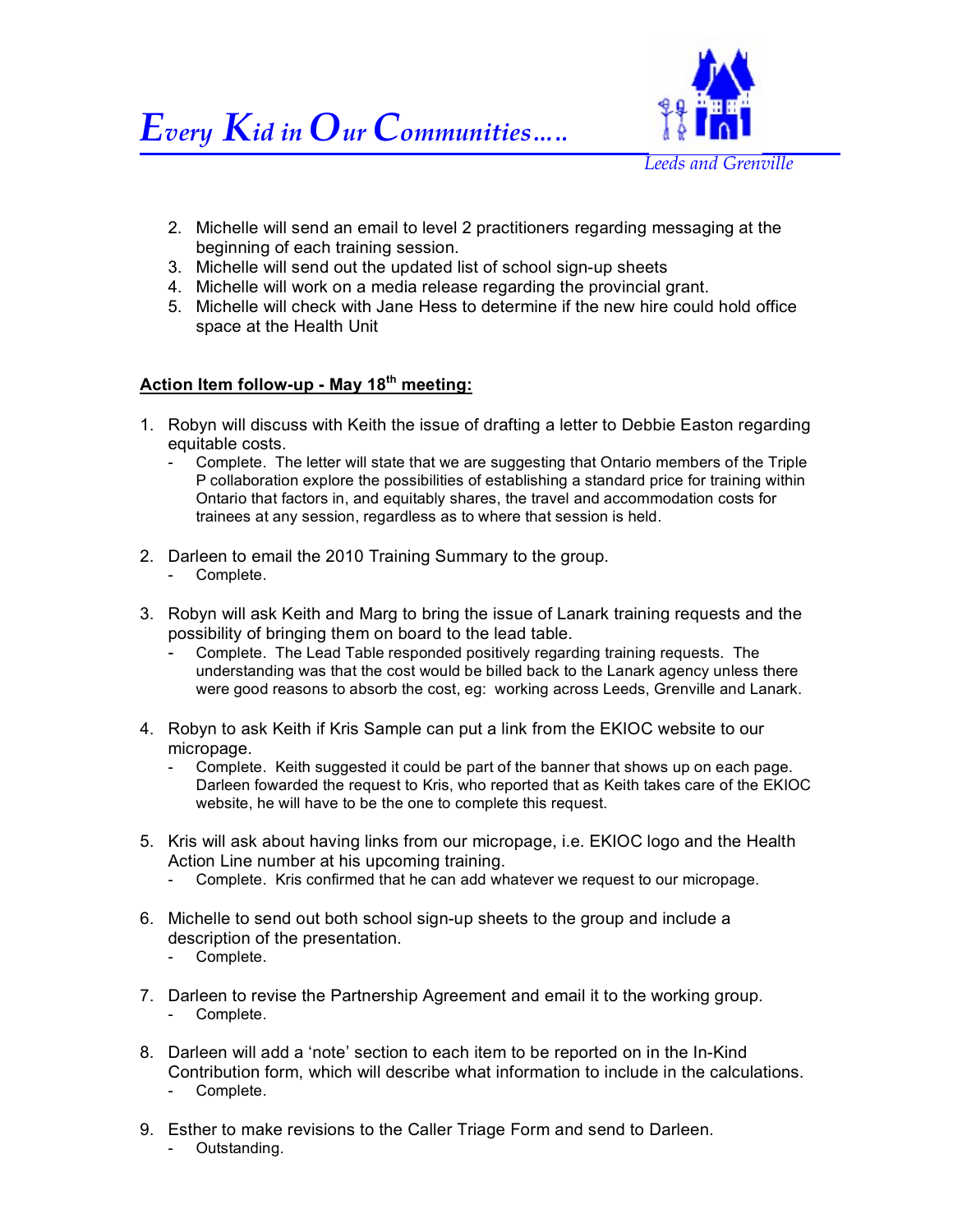2. Michelle will send an email to level 2 practitioners regarding messaging at the beginning of each training session.
3. Michelle will send out the updated list of school sign-up sheets
4. Michelle will work on a media release regarding the provincial grant.
5. Michelle will check with Jane Hess to determine if the new hire could hold office space at the Health Unit

**Action Item follow-up - May 18th meeting:**

1. Robyn will discuss with Keith the issue of drafting a letter to Debbie Easton regarding equitable costs.
   - Complete. The letter will state that we are suggesting that Ontario members of the Triple P collaboration explore the possibilities of establishing a standard price for training within Ontario that factors in, and equitably shares, the travel and accommodation costs for trainees at any session, regardless as to where that session is held.

2. Darleen to email the 2010 Training Summary to the group.
   - Complete.

3. Robyn will ask Keith and Marg to bring the issue of Lanark training requests and the possibility of bringing them on board to the lead table.
   - Complete. The Lead Table responded positively regarding training requests. The understanding was that the cost would be billed back to the Lanark agency unless there were good reasons to absorb the cost, eg: working across Leeds, Grenville and Lanark.

4. Robyn to ask Keith if Kris Sample can put a link from the EKIOC website to our micropage.
   - Complete. Keith suggested it could be part of the banner that shows up on each page. Darleen fowarded the request to Kris, who reported that as Keith takes care of the EKIOC website, he will have to be the one to complete this request.

5. Kris will ask about having links from our micropage, i.e. EKIOC logo and the Health Action Line number at his upcoming training.
   - Complete. Kris confirmed that he can add whatever we request to our micropage.

6. Michelle to send out both school sign-up sheets to the group and include a description of the presentation.
   - Complete.

7. Darleen to revise the Partnership Agreement and email it to the working group.
   - Complete.

8. Darleen will add a 'note' section to each item to be reported on in the In-Kind Contribution form, which will describe what information to include in the calculations.
   - Complete.

9. Esther to make revisions to the Caller Triage Form and send to Darleen.
   - Outstanding.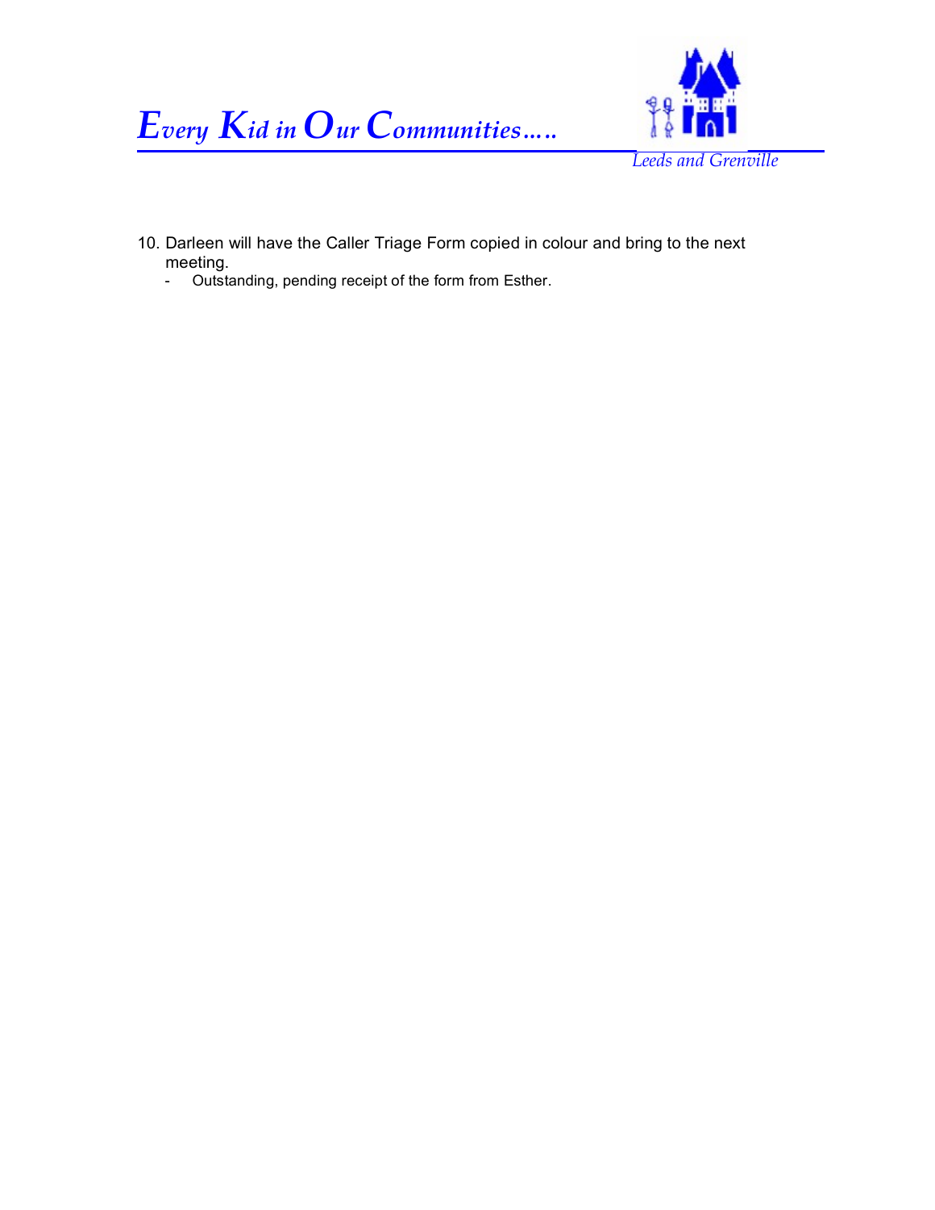10. Darleen will have the Caller Triage Form copied in colour and bring to the next meeting.
    - Outstanding, pending receipt of the form from Esther.